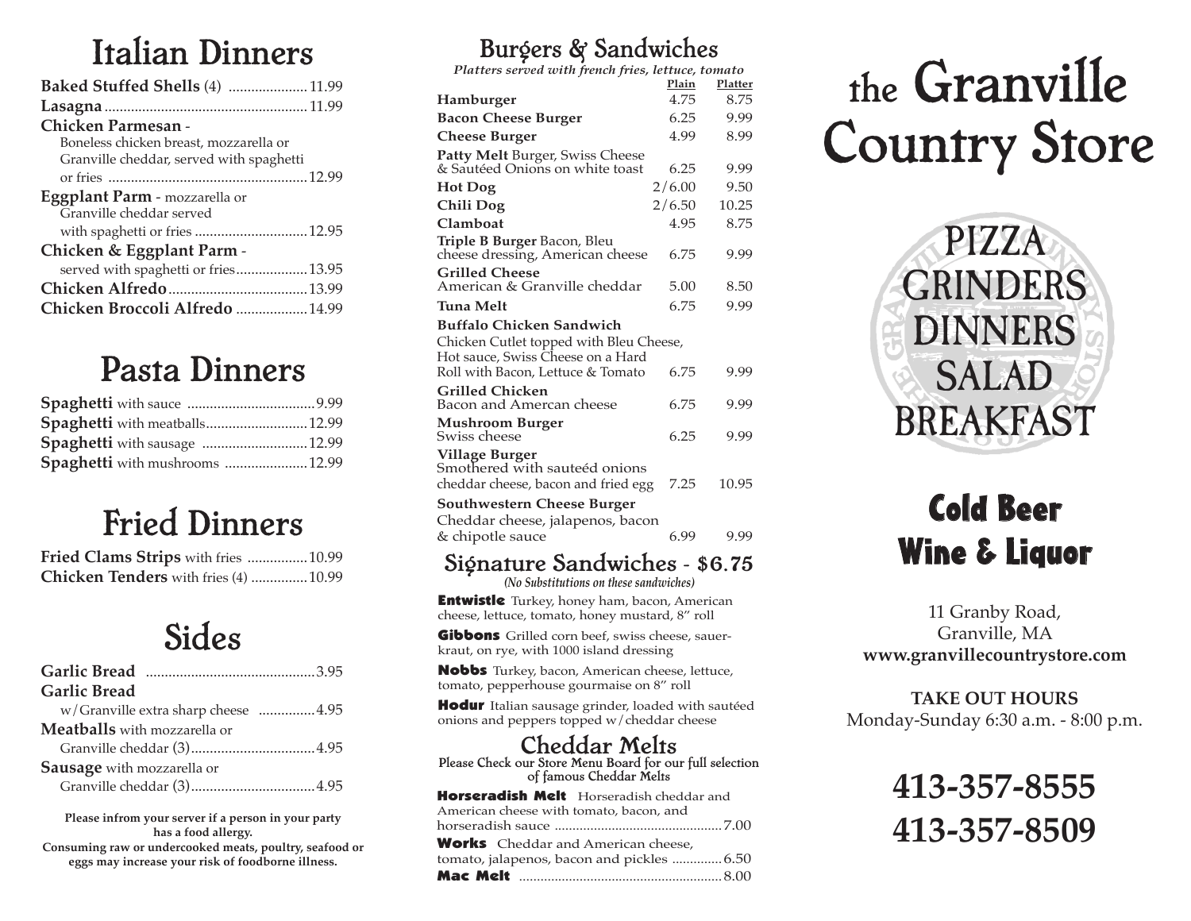# Italian Dinners

**Baked Stuffed Shells** (4) ..................... 11.99

**Lasagna** ..................................................... 11.99

**Chicken Parmesan** -
Boneless chicken breast, mozzarella or Granville cheddar, served with spaghetti or fries .................................................... 12.99

**Eggplant Parm** - mozzarella or Granville cheddar served with spaghetti or fries ............................. 12.95

**Chicken & Eggplant Parm** -
served with spaghetti or fries................... 13.95

**Chicken Alfredo**.................................... 13.99

**Chicken Broccoli Alfredo** .................. 14.99

# Pasta Dinners

**Spaghetti** with sauce .................................. 9.99

**Spaghetti** with meatballs........................... 12.99

**Spaghetti** with sausage ............................ 12.99

**Spaghetti** with mushrooms ...................... 12.99

# Fried Dinners

**Fried Clams Strips** with fries ................ 10.99

**Chicken Tenders** with fries (4) ............... 10.99

# Sides

**Garlic Bread** ............................................. 3.95

**Garlic Bread**
w/Granville extra sharp cheese ............... 4.95

**Meatballs** with mozzarella or Granville cheddar (3)................................. 4.95

**Sausage** with mozzarella or Granville cheddar (3)................................. 4.95

**Please infrom your server if a person in your party has a food allergy.**
**Consuming raw or undercooked meats, poultry, seafood or eggs may increase your risk of foodborne illness.**

# Burgers & Sandwiches

*Platters served with french fries, lettuce, tomato*

| | Plain | Platter |
|---|---|---|
| **Hamburger** | 4.75 | 8.75 |
| **Bacon Cheese Burger** | 6.25 | 9.99 |
| **Cheese Burger** | 4.99 | 8.99 |
| **Patty Melt** Burger, Swiss Cheese & Sautéed Onions on white toast | 6.25 | 9.99 |
| **Hot Dog** | 2/6.00 | 9.50 |
| **Chili Dog** | 2/6.50 | 10.25 |
| **Clamboat** | 4.95 | 8.75 |
| **Triple B Burger** Bacon, Bleu cheese dressing, American cheese | 6.75 | 9.99 |
| **Grilled Cheese** American & Granville cheddar | 5.00 | 8.50 |
| **Tuna Melt** | 6.75 | 9.99 |
| **Buffalo Chicken Sandwich** Chicken Cutlet topped with Bleu Cheese, Hot sauce, Swiss Cheese on a Hard Roll with Bacon, Lettuce & Tomato | 6.75 | 9.99 |
| **Grilled Chicken** Bacon and Amercan cheese | 6.75 | 9.99 |
| **Mushroom Burger** Swiss cheese | 6.25 | 9.99 |
| **Village Burger** Smothered with sauteéd onions cheddar cheese, bacon and fried egg | 7.25 | 10.95 |
| **Southwestern Cheese Burger** Cheddar cheese, jalapenos, bacon & chipotle sauce | 6.99 | 9.99 |

## Signature Sandwiches - $6.75

*(No Substitutions on these sandwiches)*

**Entwistle** Turkey, honey ham, bacon, American cheese, lettuce, tomato, honey mustard, 8" roll

**Gibbons** Grilled corn beef, swiss cheese, sauerkraut, on rye, with 1000 island dressing

**Nobbs** Turkey, bacon, American cheese, lettuce, tomato, pepperhouse gourmaise on 8" roll

**Hodur** Italian sausage grinder, loaded with sautéed onions and peppers topped w/cheddar cheese

## Cheddar Melts

Please Check our Store Menu Board for our full selection of famous Cheddar Melts

**Horseradish Melt** Horseradish cheddar and American cheese with tomato, bacon, and horseradish sauce .............................................. 7.00

**Works** Cheddar and American cheese, tomato, jalapenos, bacon and pickles ............. 6.50

**Mac Melt** ........................................................ 8.00

# the Granville Country Store

PIZZA
GRINDERS
DINNERS
SALAD
BREAKFAST

**Cold Beer**
**Wine & Liquor**

11 Granby Road,
Granville, MA
**www.granvillecountrystore.com**

**TAKE OUT HOURS**
Monday-Sunday 6:30 a.m. - 8:00 p.m.

**413-357-8555**
**413-357-8509**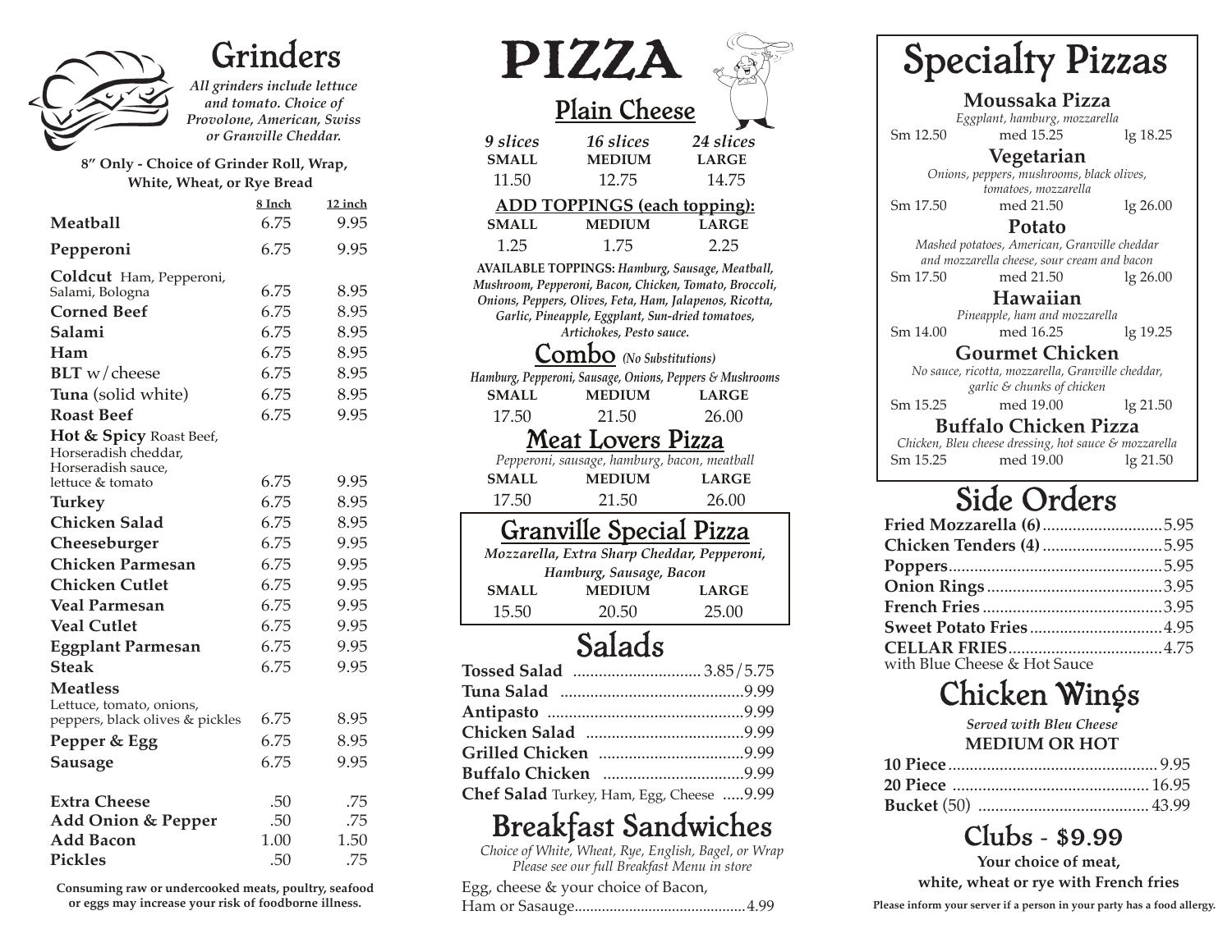# Grinders

*All grinders include lettuce and tomato. Choice of Provolone, American, Swiss or Granville Cheddar.*

**8" Only - Choice of Grinder Roll, Wrap, White, Wheat, or Rye Bread**

| | 8 Inch | 12 inch |
|---|---|---|
| **Meatball** | 6.75 | 9.95 |
| **Pepperoni** | 6.75 | 9.95 |
| **Coldcut** Ham, Pepperoni, Salami, Bologna | 6.75 | 8.95 |
| **Corned Beef** | 6.75 | 8.95 |
| **Salami** | 6.75 | 8.95 |
| **Ham** | 6.75 | 8.95 |
| **BLT** w/cheese | 6.75 | 8.95 |
| **Tuna** (solid white) | 6.75 | 8.95 |
| **Roast Beef** | 6.75 | 9.95 |
| **Hot & Spicy** Roast Beef, Horseradish cheddar, Horseradish sauce, lettuce & tomato | 6.75 | 9.95 |
| **Turkey** | 6.75 | 8.95 |
| **Chicken Salad** | 6.75 | 8.95 |
| **Cheeseburger** | 6.75 | 9.95 |
| **Chicken Parmesan** | 6.75 | 9.95 |
| **Chicken Cutlet** | 6.75 | 9.95 |
| **Veal Parmesan** | 6.75 | 9.95 |
| **Veal Cutlet** | 6.75 | 9.95 |
| **Eggplant Parmesan** | 6.75 | 9.95 |
| **Steak** | 6.75 | 9.95 |
| **Meatless** Lettuce, tomato, onions, peppers, black olives & pickles | 6.75 | 8.95 |
| **Pepper & Egg** | 6.75 | 8.95 |
| **Sausage** | 6.75 | 9.95 |
| **Extra Cheese** | .50 | .75 |
| **Add Onion & Pepper** | .50 | .75 |
| **Add Bacon** | 1.00 | 1.50 |
| **Pickles** | .50 | .75 |

**Consuming raw or undercooked meats, poultry, seafood or eggs may increase your risk of foodborne illness.**

# PIZZA

## Plain Cheese

| *9 slices* SMALL | *16 slices* MEDIUM | *24 slices* LARGE |
|---|---|---|
| 11.50 | 12.75 | 14.75 |

**ADD TOPPINGS (each topping):**

| SMALL | MEDIUM | LARGE |
|---|---|---|
| 1.25 | 1.75 | 2.25 |

**AVAILABLE TOPPINGS:** *Hamburg, Sausage, Meatball, Mushroom, Pepperoni, Bacon, Chicken, Tomato, Broccoli, Onions, Peppers, Olives, Feta, Ham, Jalapenos, Ricotta, Garlic, Pineapple, Eggplant, Sun-dried tomatoes, Artichokes, Pesto sauce.*

## Combo *(No Substitutions)*

*Hamburg, Pepperoni, Sausage, Onions, Peppers & Mushrooms*

| SMALL | MEDIUM | LARGE |
|---|---|---|
| 17.50 | 21.50 | 26.00 |

## Meat Lovers Pizza

*Pepperoni, sausage, hamburg, bacon, meatball*

| SMALL | MEDIUM | LARGE |
|---|---|---|
| 17.50 | 21.50 | 26.00 |

## Granville Special Pizza

*Mozzarella, Extra Sharp Cheddar, Pepperoni, Hamburg, Sausage, Bacon*

| SMALL | MEDIUM | LARGE |
|---|---|---|
| 15.50 | 20.50 | 25.00 |

# Salads

- **Tossed Salad** .............. 3.85/5.75
- **Tuna Salad** .............. 9.99
- **Antipasto** .............. 9.99
- **Chicken Salad** .............. 9.99
- **Grilled Chicken** .............. 9.99
- **Buffalo Chicken** .............. 9.99
- **Chef Salad** Turkey, Ham, Egg, Cheese ..... 9.99

# Breakfast Sandwiches

*Choice of White, Wheat, Rye, English, Bagel, or Wrap*
*Please see our full Breakfast Menu in store*

Egg, cheese & your choice of Bacon, Ham or Sasauge.............. 4.99

# Specialty Pizzas

**Moussaka Pizza**
*Eggplant, hamburg, mozzarella*
Sm 12.50 — med 15.25 — lg 18.25

**Vegetarian**
*Onions, peppers, mushrooms, black olives, tomatoes, mozzarella*
Sm 17.50 — med 21.50 — lg 26.00

**Potato**
*Mashed potatoes, American, Granville cheddar and mozzarella cheese, sour cream and bacon*
Sm 17.50 — med 21.50 — lg 26.00

**Hawaiian**
*Pineapple, ham and mozzarella*
Sm 14.00 — med 16.25 — lg 19.25

**Gourmet Chicken**
*No sauce, ricotta, mozzarella, Granville cheddar, garlic & chunks of chicken*
Sm 15.25 — med 19.00 — lg 21.50

**Buffalo Chicken Pizza**
*Chicken, Bleu cheese dressing, hot sauce & mozzarella*
Sm 15.25 — med 19.00 — lg 21.50

# Side Orders

- **Fried Mozzarella (6)** .............. 5.95
- **Chicken Tenders (4)** .............. 5.95
- **Poppers** .............. 5.95
- **Onion Rings** .............. 3.95
- **French Fries** .............. 3.95
- **Sweet Potato Fries** .............. 4.95
- **CELLAR FRIES** .............. 4.75
  with Blue Cheese & Hot Sauce

# Chicken Wings

*Served with Bleu Cheese*
**MEDIUM OR HOT**

- **10 Piece** .............. 9.95
- **20 Piece** .............. 16.95
- **Bucket** (50) .............. 43.99

# Clubs - $9.99

**Your choice of meat, white, wheat or rye with French fries**

**Please inform your server if a person in your party has a food allergy.**